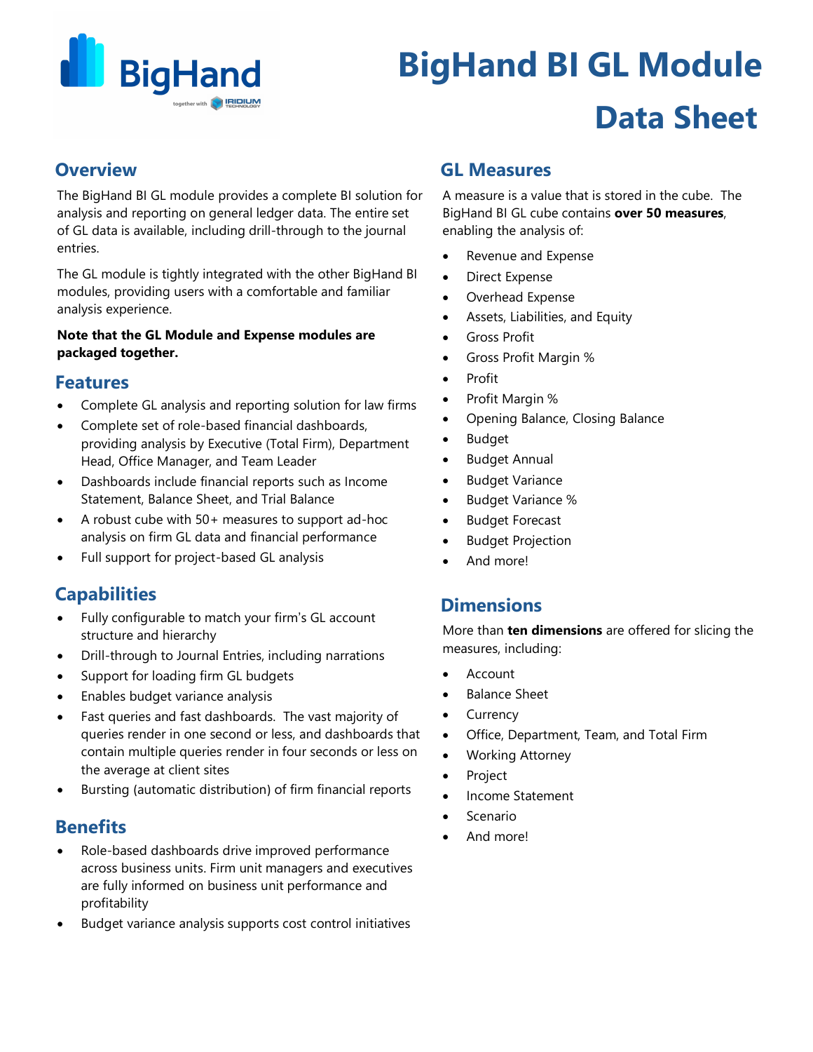# BigHand BI GL Module Data Sheet

## Overview

The BigHand BI GL module provides a complete BI solution for analysis and reporting on general ledger data. The entire set of GL data is available, including drill-through to the journal entries.

The GL module is tightly integrated with the other BigHand BI modules, providing users with a comfortable and familiar analysis experience.

**Note that the GL Module and Expense modules are packaged together.**

## Features

- Complete GL analysis and reporting solution for law firms
- Complete set of role-based financial dashboards, providing analysis by Executive (Total Firm), Department Head, Office Manager, and Team Leader
- Dashboards include financial reports such as Income Statement, Balance Sheet, and Trial Balance
- A robust cube with 50+ measures to support ad-hoc analysis on firm GL data and financial performance
- Full support for project-based GL analysis

## Capabilities

- Fully configurable to match your firm's GL account structure and hierarchy
- Drill-through to Journal Entries, including narrations
- Support for loading firm GL budgets
- Enables budget variance analysis
- Fast queries and fast dashboards. The vast majority of queries render in one second or less, and dashboards that contain multiple queries render in four seconds or less on the average at client sites
- Bursting (automatic distribution) of firm financial reports

## Benefits

- Role-based dashboards drive improved performance across business units. Firm unit managers and executives are fully informed on business unit performance and profitability
- Budget variance analysis supports cost control initiatives

## GL Measures

A measure is a value that is stored in the cube. The BigHand BI GL cube contains **over 50 measures**, enabling the analysis of:

- Revenue and Expense
- Direct Expense
- Overhead Expense
- Assets, Liabilities, and Equity
- Gross Profit
- Gross Profit Margin %
- Profit
- Profit Margin %
- Opening Balance, Closing Balance
- Budget
- Budget Annual
- Budget Variance
- Budget Variance %
- Budget Forecast
- Budget Projection
- And more!

## Dimensions

More than **ten dimensions** are offered for slicing the measures, including:

- Account
- Balance Sheet
- Currency
- Office, Department, Team, and Total Firm
- Working Attorney
- Project
- Income Statement
- Scenario
- And more!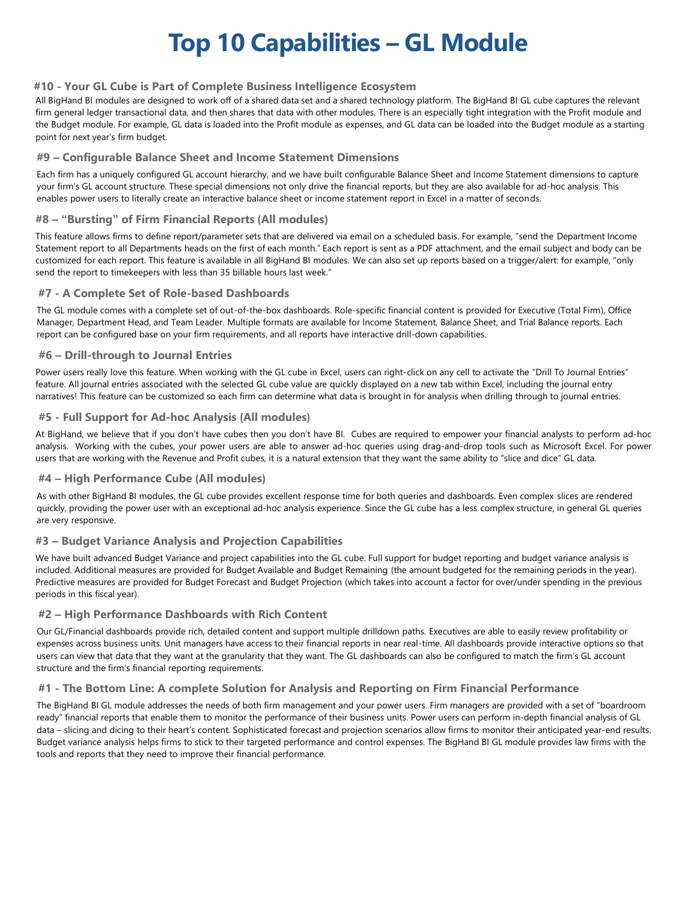# Top 10 Capabilities – GL Module

### #10 - Your GL Cube is Part of Complete Business Intelligence Ecosystem

All BigHand BI modules are designed to work off of a shared data set and a shared technology platform. The BigHand BI GL cube captures the relevant firm general ledger transactional data, and then shares that data with other modules. There is an especially tight integration with the Profit module and the Budget module. For example, GL data is loaded into the Profit module as expenses, and GL data can be loaded into the Budget module as a starting point for next year's firm budget.

### #9 – Configurable Balance Sheet and Income Statement Dimensions

Each firm has a uniquely configured GL account hierarchy, and we have built configurable Balance Sheet and Income Statement dimensions to capture your firm's GL account structure. These special dimensions not only drive the financial reports, but they are also available for ad-hoc analysis. This enables power users to literally create an interactive balance sheet or income statement report in Excel in a matter of seconds.

### #8 – "Bursting" of Firm Financial Reports (All modules)

This feature allows firms to define report/parameter sets that are delivered via email on a scheduled basis. For example, "send the Department Income Statement report to all Departments heads on the first of each month." Each report is sent as a PDF attachment, and the email subject and body can be customized for each report. This feature is available in all BigHand BI modules. We can also set up reports based on a trigger/alert: for example, "only send the report to timekeepers with less than 35 billable hours last week."

### #7 - A Complete Set of Role-based Dashboards

The GL module comes with a complete set of out-of-the-box dashboards. Role-specific financial content is provided for Executive (Total Firm), Office Manager, Department Head, and Team Leader. Multiple formats are available for Income Statement, Balance Sheet, and Trial Balance reports. Each report can be configured base on your firm requirements, and all reports have interactive drill-down capabilities.

### #6 – Drill-through to Journal Entries

Power users really love this feature. When working with the GL cube in Excel, users can right-click on any cell to activate the "Drill To Journal Entries" feature. All journal entries associated with the selected GL cube value are quickly displayed on a new tab within Excel, including the journal entry narratives! This feature can be customized so each firm can determine what data is brought in for analysis when drilling through to journal entries.

### #5 - Full Support for Ad-hoc Analysis (All modules)

At BigHand, we believe that if you don't have cubes then you don't have BI. Cubes are required to empower your financial analysts to perform ad-hoc analysis. Working with the cubes, your power users are able to answer ad-hoc queries using drag-and-drop tools such as Microsoft Excel. For power users that are working with the Revenue and Profit cubes, it is a natural extension that they want the same ability to "slice and dice" GL data.

### #4 – High Performance Cube (All modules)

As with other BigHand BI modules, the GL cube provides excellent response time for both queries and dashboards. Even complex slices are rendered quickly, providing the power user with an exceptional ad-hoc analysis experience. Since the GL cube has a less complex structure, in general GL queries are very responsive.

### #3 – Budget Variance Analysis and Projection Capabilities

We have built advanced Budget Variance and project capabilities into the GL cube. Full support for budget reporting and budget variance analysis is included. Additional measures are provided for Budget Available and Budget Remaining (the amount budgeted for the remaining periods in the year). Predictive measures are provided for Budget Forecast and Budget Projection (which takes into account a factor for over/under spending in the previous periods in this fiscal year).

### #2 – High Performance Dashboards with Rich Content

Our GL/Financial dashboards provide rich, detailed content and support multiple drilldown paths. Executives are able to easily review profitability or expenses across business units. Unit managers have access to their financial reports in near real-time. All dashboards provide interactive options so that users can view that data that they want at the granularity that they want. The GL dashboards can also be configured to match the firm's GL account structure and the firm's financial reporting requirements.

### #1 - The Bottom Line: A complete Solution for Analysis and Reporting on Firm Financial Performance

The BigHand BI GL module addresses the needs of both firm management and your power users. Firm managers are provided with a set of "boardroom ready" financial reports that enable them to monitor the performance of their business units. Power users can perform in-depth financial analysis of GL data – slicing and dicing to their heart's content. Sophisticated forecast and projection scenarios allow firms to monitor their anticipated year-end results. Budget variance analysis helps firms to stick to their targeted performance and control expenses. The BigHand BI GL module provides law firms with the tools and reports that they need to improve their financial performance.